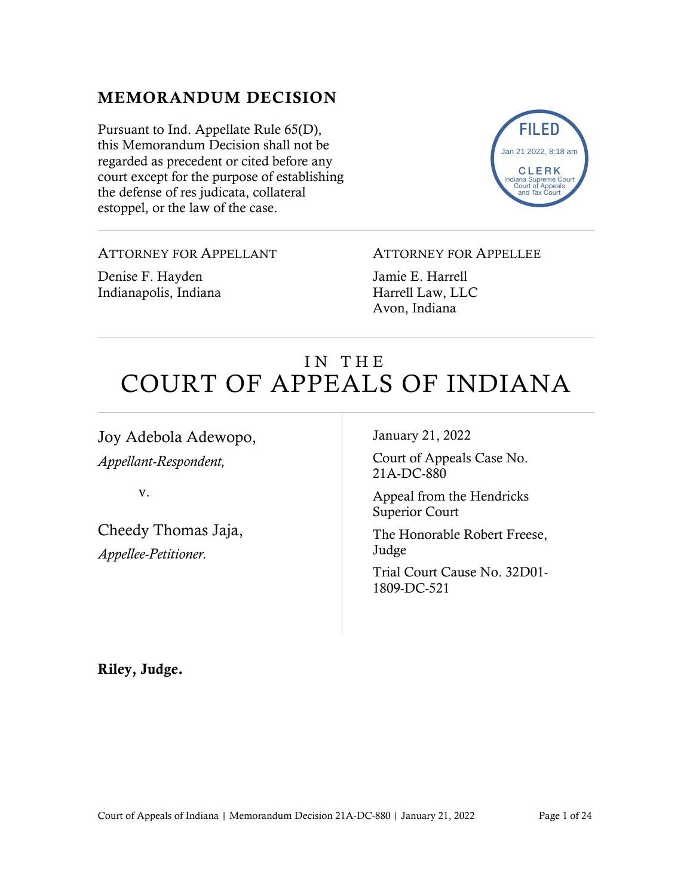## MEMORANDUM DECISION

Pursuant to Ind. Appellate Rule 65(D), this Memorandum Decision shall not be regarded as precedent or cited before any court except for the purpose of establishing the defense of res judicata, collateral estoppel, or the law of the case.

FILED
Jan 21 2022, 8:18 am
CLERK
Indiana Supreme Court
Court of Appeals
and Tax Court

ATTORNEY FOR APPELLANT

Denise F. Hayden
Indianapolis, Indiana

ATTORNEY FOR APPELLEE

Jamie E. Harrell
Harrell Law, LLC
Avon, Indiana

# IN THE COURT OF APPEALS OF INDIANA

Joy Adebola Adewopo,
*Appellant-Respondent,*

v.

Cheedy Thomas Jaja,
*Appellee-Petitioner.*

January 21, 2022

Court of Appeals Case No. 21A-DC-880

Appeal from the Hendricks Superior Court

The Honorable Robert Freese, Judge

Trial Court Cause No. 32D01-1809-DC-521

**Riley, Judge.**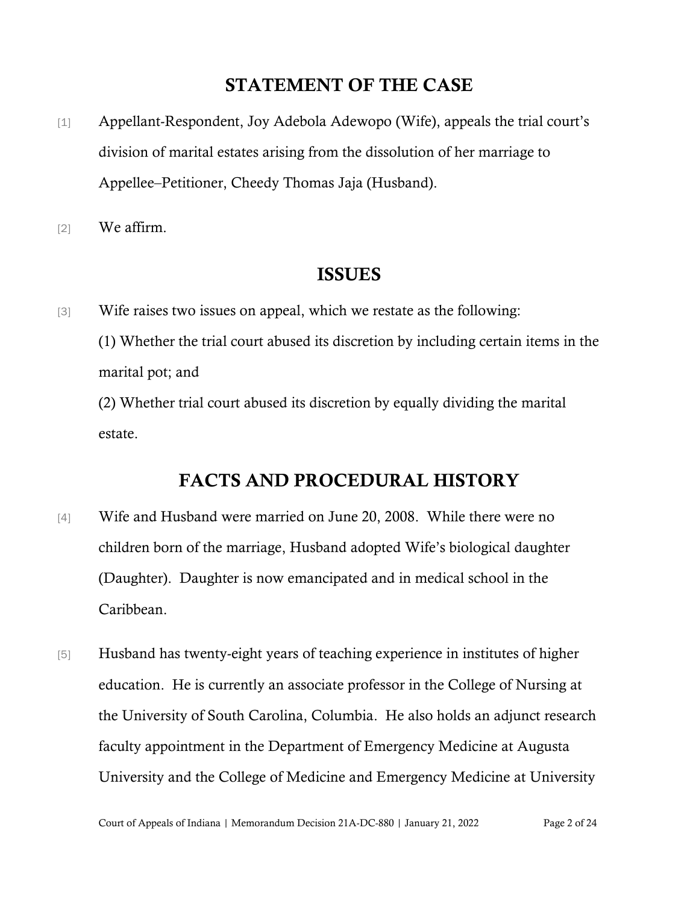## STATEMENT OF THE CASE

[1] Appellant-Respondent, Joy Adebola Adewopo (Wife), appeals the trial court's division of marital estates arising from the dissolution of her marriage to Appellee–Petitioner, Cheedy Thomas Jaja (Husband).

[2] We affirm.

## ISSUES

[3] Wife raises two issues on appeal, which we restate as the following:

(1) Whether the trial court abused its discretion by including certain items in the marital pot; and

(2) Whether trial court abused its discretion by equally dividing the marital estate.

## FACTS AND PROCEDURAL HISTORY

[4] Wife and Husband were married on June 20, 2008. While there were no children born of the marriage, Husband adopted Wife's biological daughter (Daughter). Daughter is now emancipated and in medical school in the Caribbean.

[5] Husband has twenty-eight years of teaching experience in institutes of higher education. He is currently an associate professor in the College of Nursing at the University of South Carolina, Columbia. He also holds an adjunct research faculty appointment in the Department of Emergency Medicine at Augusta University and the College of Medicine and Emergency Medicine at University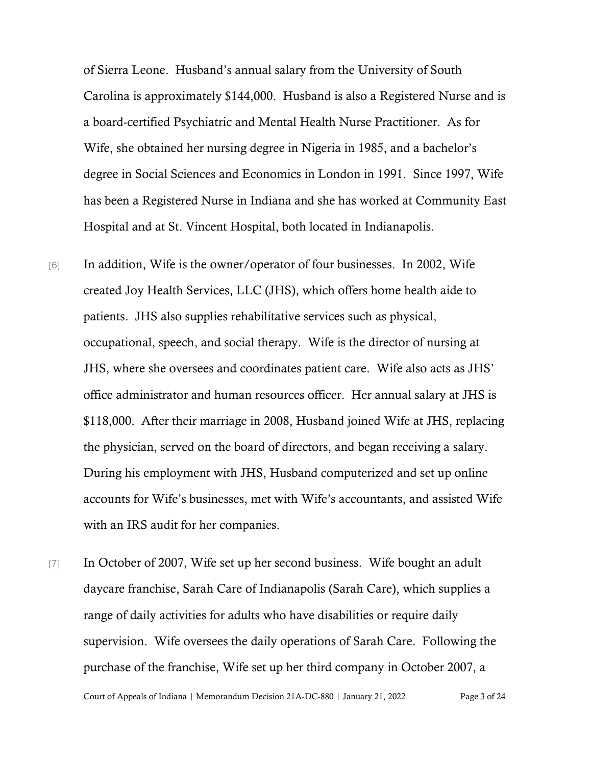of Sierra Leone. Husband's annual salary from the University of South Carolina is approximately $144,000. Husband is also a Registered Nurse and is a board-certified Psychiatric and Mental Health Nurse Practitioner. As for Wife, she obtained her nursing degree in Nigeria in 1985, and a bachelor's degree in Social Sciences and Economics in London in 1991. Since 1997, Wife has been a Registered Nurse in Indiana and she has worked at Community East Hospital and at St. Vincent Hospital, both located in Indianapolis.

[6] In addition, Wife is the owner/operator of four businesses. In 2002, Wife created Joy Health Services, LLC (JHS), which offers home health aide to patients. JHS also supplies rehabilitative services such as physical, occupational, speech, and social therapy. Wife is the director of nursing at JHS, where she oversees and coordinates patient care. Wife also acts as JHS' office administrator and human resources officer. Her annual salary at JHS is $118,000. After their marriage in 2008, Husband joined Wife at JHS, replacing the physician, served on the board of directors, and began receiving a salary. During his employment with JHS, Husband computerized and set up online accounts for Wife's businesses, met with Wife's accountants, and assisted Wife with an IRS audit for her companies.

[7] In October of 2007, Wife set up her second business. Wife bought an adult daycare franchise, Sarah Care of Indianapolis (Sarah Care), which supplies a range of daily activities for adults who have disabilities or require daily supervision. Wife oversees the daily operations of Sarah Care. Following the purchase of the franchise, Wife set up her third company in October 2007, a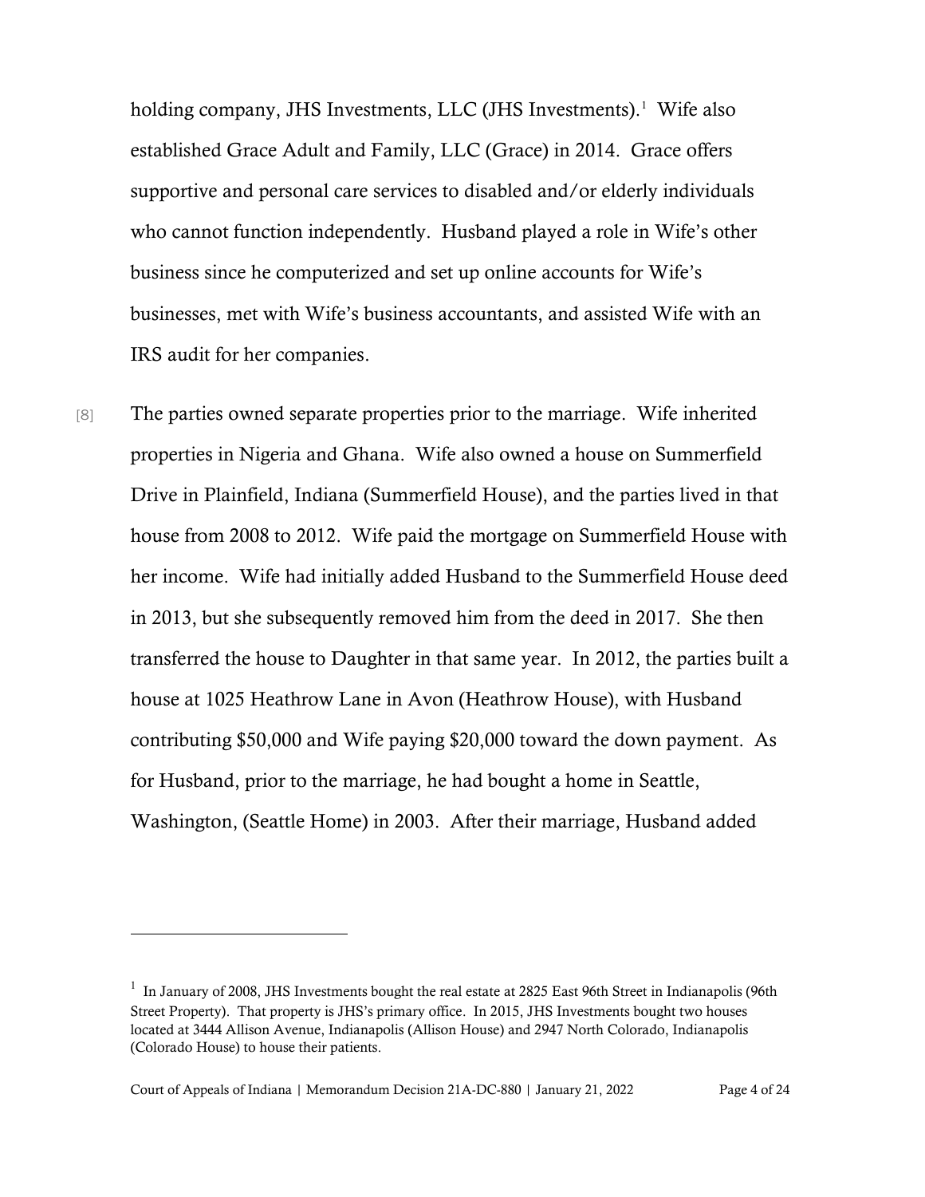holding company, JHS Investments, LLC (JHS Investments).[1] Wife also established Grace Adult and Family, LLC (Grace) in 2014. Grace offers supportive and personal care services to disabled and/or elderly individuals who cannot function independently. Husband played a role in Wife's other business since he computerized and set up online accounts for Wife's businesses, met with Wife's business accountants, and assisted Wife with an IRS audit for her companies.

[8] The parties owned separate properties prior to the marriage. Wife inherited properties in Nigeria and Ghana. Wife also owned a house on Summerfield Drive in Plainfield, Indiana (Summerfield House), and the parties lived in that house from 2008 to 2012. Wife paid the mortgage on Summerfield House with her income. Wife had initially added Husband to the Summerfield House deed in 2013, but she subsequently removed him from the deed in 2017. She then transferred the house to Daughter in that same year. In 2012, the parties built a house at 1025 Heathrow Lane in Avon (Heathrow House), with Husband contributing $50,000 and Wife paying $20,000 toward the down payment. As for Husband, prior to the marriage, he had bought a home in Seattle, Washington, (Seattle Home) in 2003. After their marriage, Husband added

---

[1] In January of 2008, JHS Investments bought the real estate at 2825 East 96th Street in Indianapolis (96th Street Property). That property is JHS's primary office. In 2015, JHS Investments bought two houses located at 3444 Allison Avenue, Indianapolis (Allison House) and 2947 North Colorado, Indianapolis (Colorado House) to house their patients.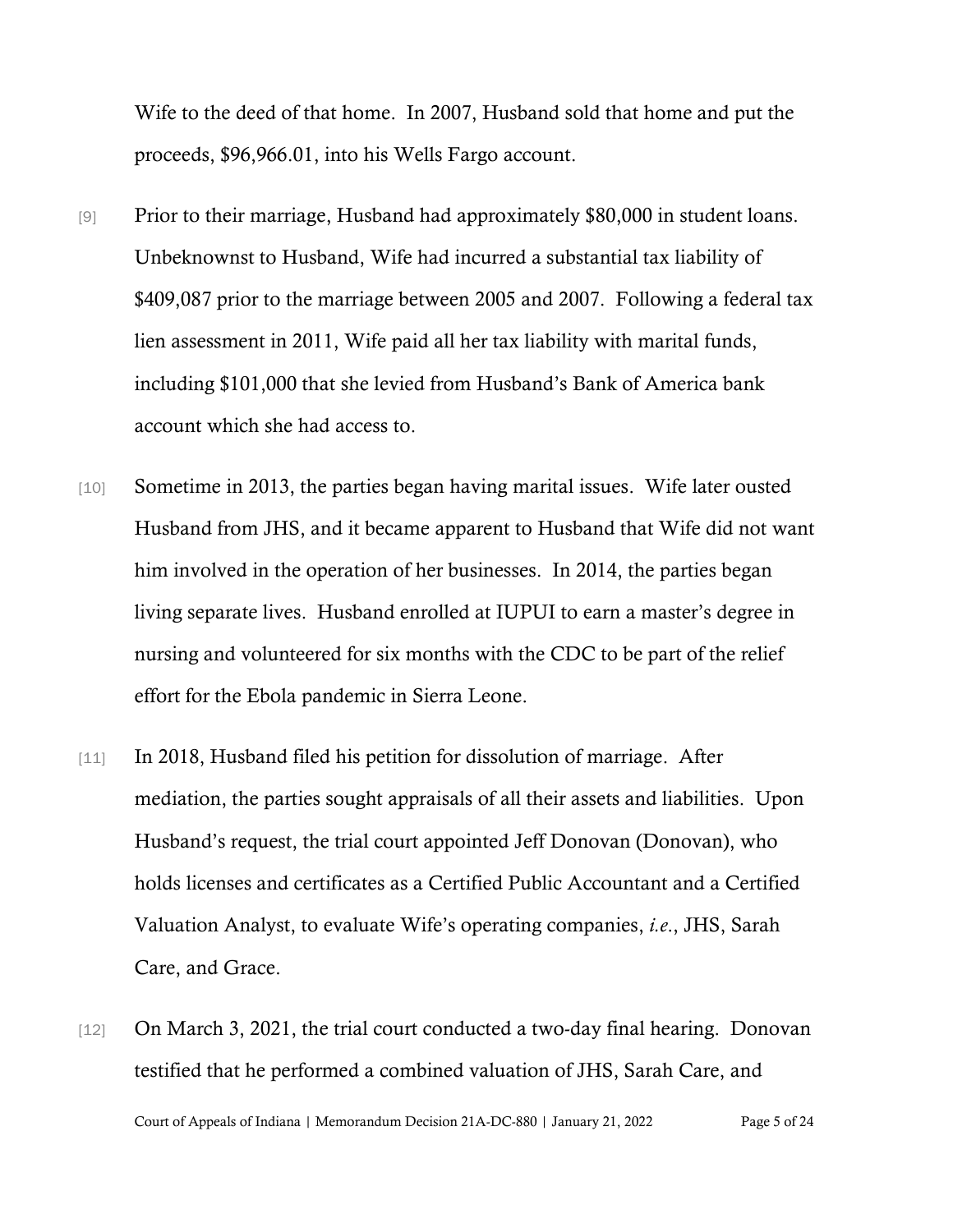Wife to the deed of that home. In 2007, Husband sold that home and put the proceeds, $96,966.01, into his Wells Fargo account.

[9] Prior to their marriage, Husband had approximately $80,000 in student loans. Unbeknownst to Husband, Wife had incurred a substantial tax liability of $409,087 prior to the marriage between 2005 and 2007. Following a federal tax lien assessment in 2011, Wife paid all her tax liability with marital funds, including $101,000 that she levied from Husband's Bank of America bank account which she had access to.

[10] Sometime in 2013, the parties began having marital issues. Wife later ousted Husband from JHS, and it became apparent to Husband that Wife did not want him involved in the operation of her businesses. In 2014, the parties began living separate lives. Husband enrolled at IUPUI to earn a master's degree in nursing and volunteered for six months with the CDC to be part of the relief effort for the Ebola pandemic in Sierra Leone.

[11] In 2018, Husband filed his petition for dissolution of marriage. After mediation, the parties sought appraisals of all their assets and liabilities. Upon Husband's request, the trial court appointed Jeff Donovan (Donovan), who holds licenses and certificates as a Certified Public Accountant and a Certified Valuation Analyst, to evaluate Wife's operating companies, *i.e.*, JHS, Sarah Care, and Grace.

[12] On March 3, 2021, the trial court conducted a two-day final hearing. Donovan testified that he performed a combined valuation of JHS, Sarah Care, and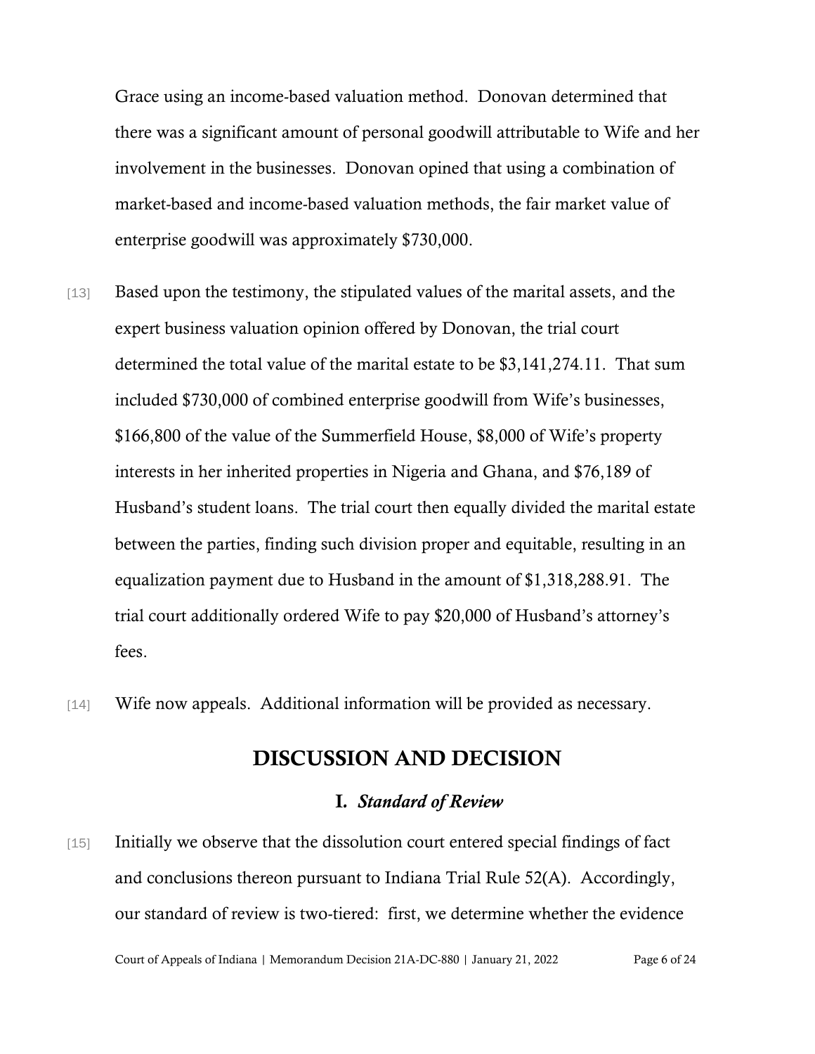Grace using an income-based valuation method. Donovan determined that there was a significant amount of personal goodwill attributable to Wife and her involvement in the businesses. Donovan opined that using a combination of market-based and income-based valuation methods, the fair market value of enterprise goodwill was approximately $730,000.

[13] Based upon the testimony, the stipulated values of the marital assets, and the expert business valuation opinion offered by Donovan, the trial court determined the total value of the marital estate to be $3,141,274.11. That sum included $730,000 of combined enterprise goodwill from Wife's businesses, $166,800 of the value of the Summerfield House, $8,000 of Wife's property interests in her inherited properties in Nigeria and Ghana, and $76,189 of Husband's student loans. The trial court then equally divided the marital estate between the parties, finding such division proper and equitable, resulting in an equalization payment due to Husband in the amount of $1,318,288.91. The trial court additionally ordered Wife to pay $20,000 of Husband's attorney's fees.

[14] Wife now appeals. Additional information will be provided as necessary.

## DISCUSSION AND DECISION

### I. *Standard of Review*

[15] Initially we observe that the dissolution court entered special findings of fact and conclusions thereon pursuant to Indiana Trial Rule 52(A). Accordingly, our standard of review is two-tiered: first, we determine whether the evidence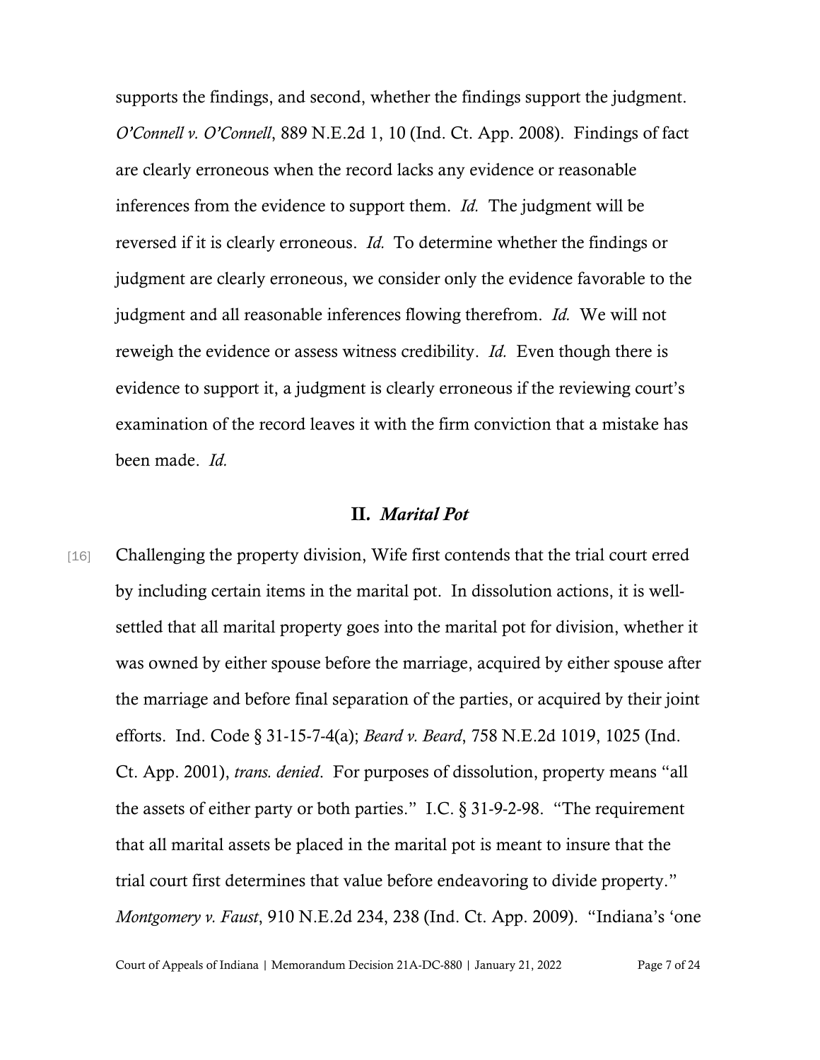supports the findings, and second, whether the findings support the judgment. *O'Connell v. O'Connell*, 889 N.E.2d 1, 10 (Ind. Ct. App. 2008). Findings of fact are clearly erroneous when the record lacks any evidence or reasonable inferences from the evidence to support them. *Id.* The judgment will be reversed if it is clearly erroneous. *Id.* To determine whether the findings or judgment are clearly erroneous, we consider only the evidence favorable to the judgment and all reasonable inferences flowing therefrom. *Id.* We will not reweigh the evidence or assess witness credibility. *Id.* Even though there is evidence to support it, a judgment is clearly erroneous if the reviewing court's examination of the record leaves it with the firm conviction that a mistake has been made. *Id.*

## II. *Marital Pot*

[16] Challenging the property division, Wife first contends that the trial court erred by including certain items in the marital pot. In dissolution actions, it is well-settled that all marital property goes into the marital pot for division, whether it was owned by either spouse before the marriage, acquired by either spouse after the marriage and before final separation of the parties, or acquired by their joint efforts. Ind. Code § 31-15-7-4(a); *Beard v. Beard*, 758 N.E.2d 1019, 1025 (Ind. Ct. App. 2001), *trans. denied*. For purposes of dissolution, property means "all the assets of either party or both parties." I.C. § 31-9-2-98. "The requirement that all marital assets be placed in the marital pot is meant to insure that the trial court first determines that value before endeavoring to divide property." *Montgomery v. Faust*, 910 N.E.2d 234, 238 (Ind. Ct. App. 2009). "Indiana's 'one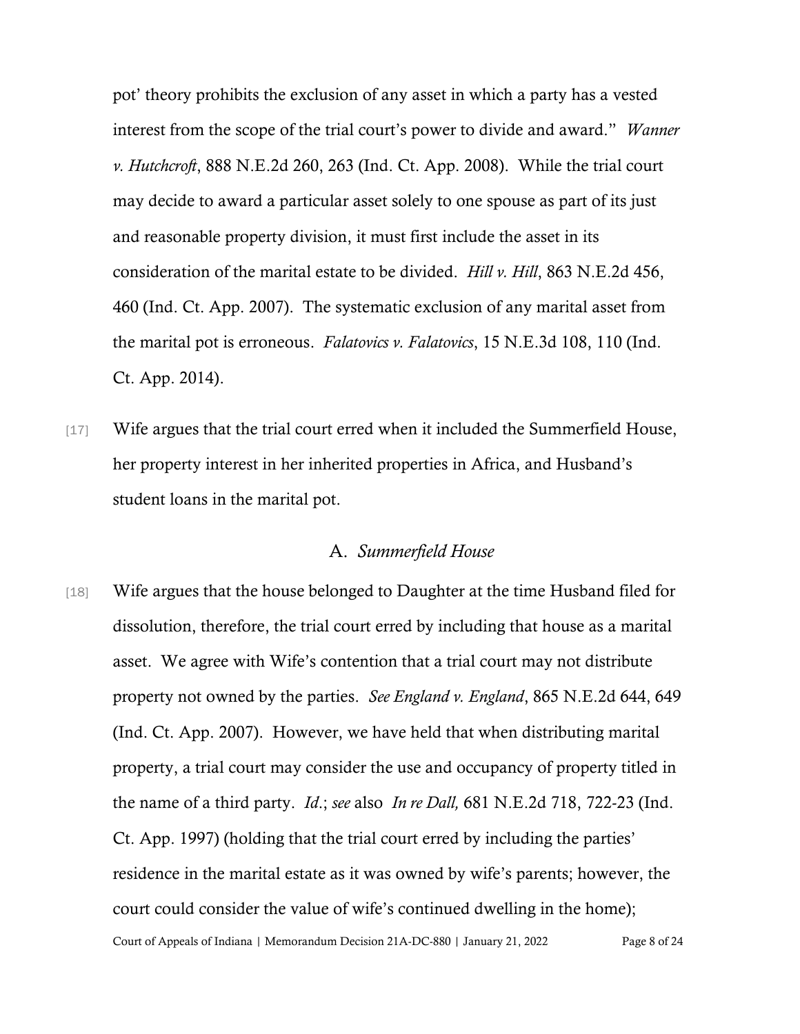pot' theory prohibits the exclusion of any asset in which a party has a vested interest from the scope of the trial court's power to divide and award." *Wanner v. Hutchcroft*, 888 N.E.2d 260, 263 (Ind. Ct. App. 2008). While the trial court may decide to award a particular asset solely to one spouse as part of its just and reasonable property division, it must first include the asset in its consideration of the marital estate to be divided. *Hill v. Hill*, 863 N.E.2d 456, 460 (Ind. Ct. App. 2007). The systematic exclusion of any marital asset from the marital pot is erroneous. *Falatovics v. Falatovics*, 15 N.E.3d 108, 110 (Ind. Ct. App. 2014).

[17] Wife argues that the trial court erred when it included the Summerfield House, her property interest in her inherited properties in Africa, and Husband's student loans in the marital pot.

### A. *Summerfield House*

[18] Wife argues that the house belonged to Daughter at the time Husband filed for dissolution, therefore, the trial court erred by including that house as a marital asset. We agree with Wife's contention that a trial court may not distribute property not owned by the parties. *See England v. England*, 865 N.E.2d 644, 649 (Ind. Ct. App. 2007). However, we have held that when distributing marital property, a trial court may consider the use and occupancy of property titled in the name of a third party. *Id*.; *see* also *In re Dall,* 681 N.E.2d 718, 722-23 (Ind. Ct. App. 1997) (holding that the trial court erred by including the parties' residence in the marital estate as it was owned by wife's parents; however, the court could consider the value of wife's continued dwelling in the home);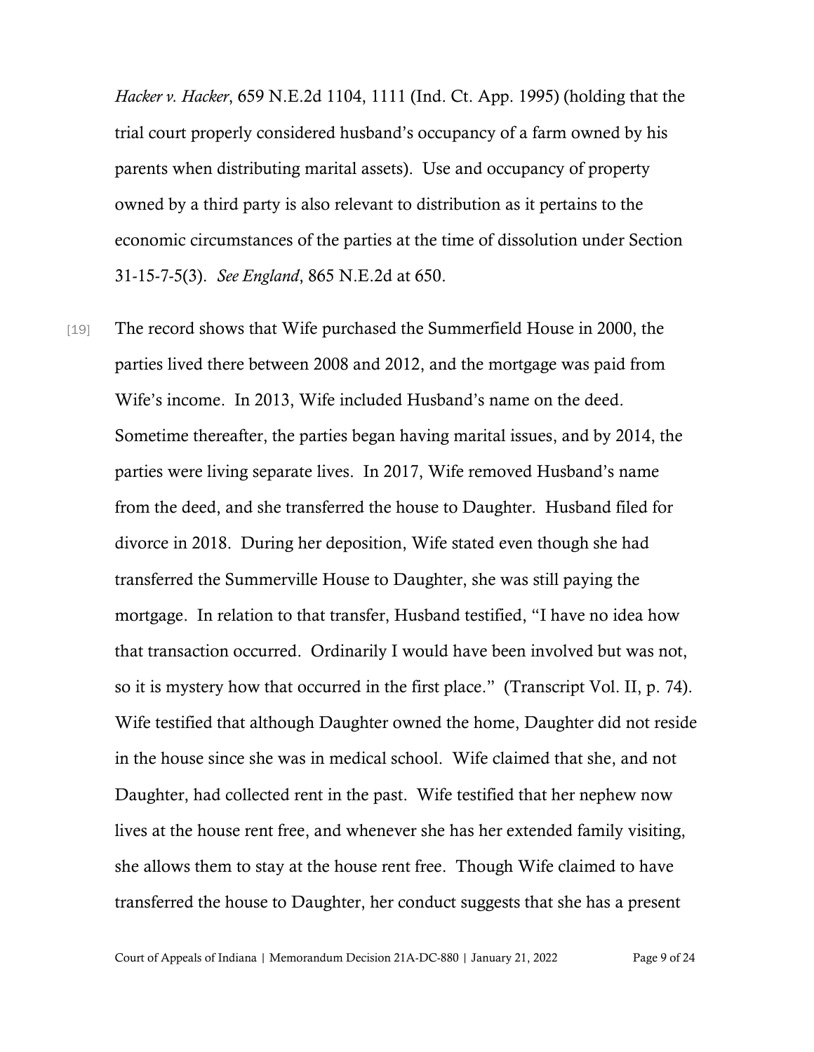*Hacker v. Hacker*, 659 N.E.2d 1104, 1111 (Ind. Ct. App. 1995) (holding that the trial court properly considered husband's occupancy of a farm owned by his parents when distributing marital assets). Use and occupancy of property owned by a third party is also relevant to distribution as it pertains to the economic circumstances of the parties at the time of dissolution under Section 31-15-7-5(3). *See England*, 865 N.E.2d at 650.

[19] The record shows that Wife purchased the Summerfield House in 2000, the parties lived there between 2008 and 2012, and the mortgage was paid from Wife's income. In 2013, Wife included Husband's name on the deed. Sometime thereafter, the parties began having marital issues, and by 2014, the parties were living separate lives. In 2017, Wife removed Husband's name from the deed, and she transferred the house to Daughter. Husband filed for divorce in 2018. During her deposition, Wife stated even though she had transferred the Summerville House to Daughter, she was still paying the mortgage. In relation to that transfer, Husband testified, "I have no idea how that transaction occurred. Ordinarily I would have been involved but was not, so it is mystery how that occurred in the first place." (Transcript Vol. II, p. 74). Wife testified that although Daughter owned the home, Daughter did not reside in the house since she was in medical school. Wife claimed that she, and not Daughter, had collected rent in the past. Wife testified that her nephew now lives at the house rent free, and whenever she has her extended family visiting, she allows them to stay at the house rent free. Though Wife claimed to have transferred the house to Daughter, her conduct suggests that she has a present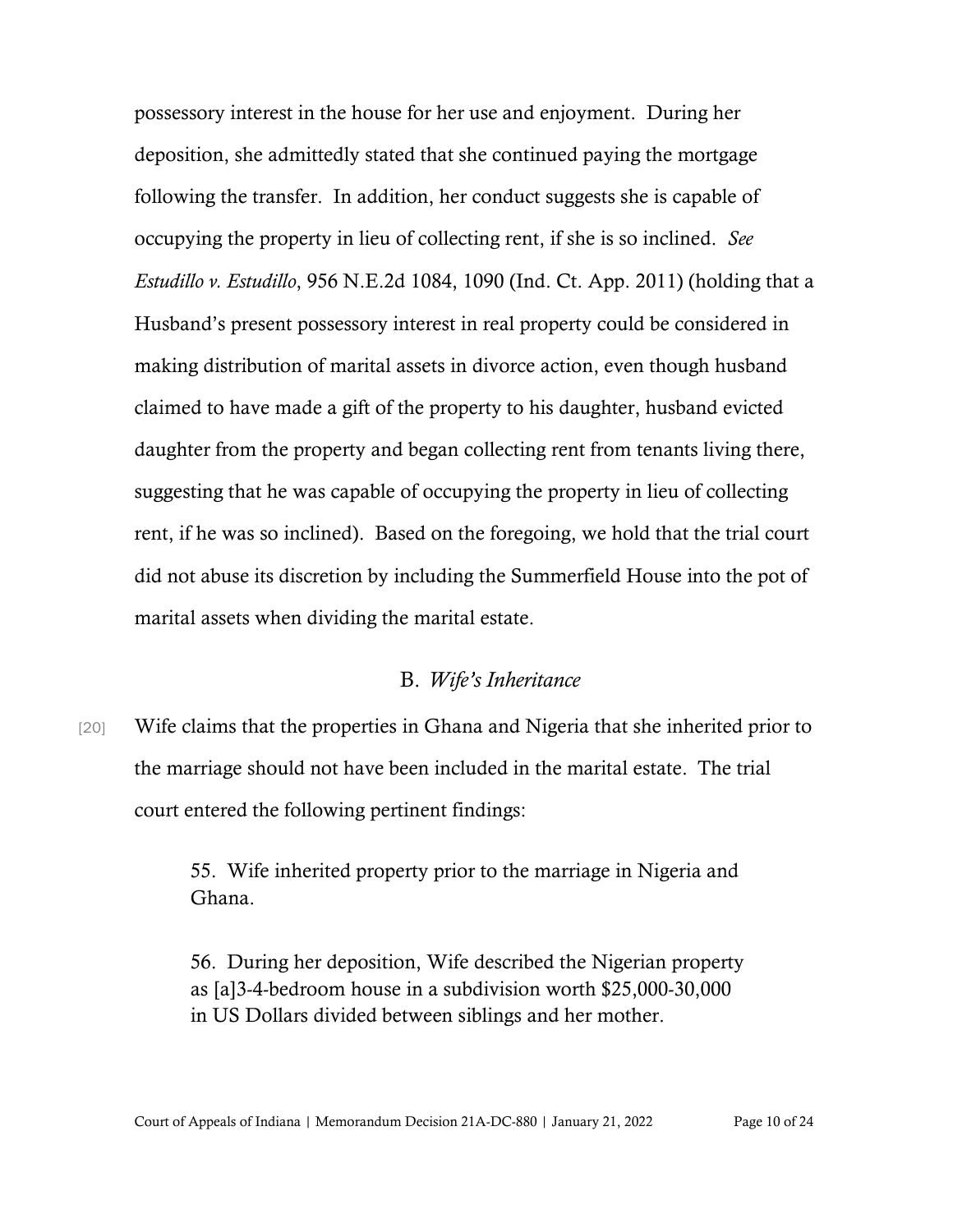possessory interest in the house for her use and enjoyment. During her deposition, she admittedly stated that she continued paying the mortgage following the transfer. In addition, her conduct suggests she is capable of occupying the property in lieu of collecting rent, if she is so inclined. *See Estudillo v. Estudillo*, 956 N.E.2d 1084, 1090 (Ind. Ct. App. 2011) (holding that a Husband's present possessory interest in real property could be considered in making distribution of marital assets in divorce action, even though husband claimed to have made a gift of the property to his daughter, husband evicted daughter from the property and began collecting rent from tenants living there, suggesting that he was capable of occupying the property in lieu of collecting rent, if he was so inclined). Based on the foregoing, we hold that the trial court did not abuse its discretion by including the Summerfield House into the pot of marital assets when dividing the marital estate.

### B. *Wife's Inheritance*

[20] Wife claims that the properties in Ghana and Nigeria that she inherited prior to the marriage should not have been included in the marital estate. The trial court entered the following pertinent findings:

> 55. Wife inherited property prior to the marriage in Nigeria and Ghana.
>
> 56. During her deposition, Wife described the Nigerian property as [a]3-4-bedroom house in a subdivision worth $25,000-30,000 in US Dollars divided between siblings and her mother.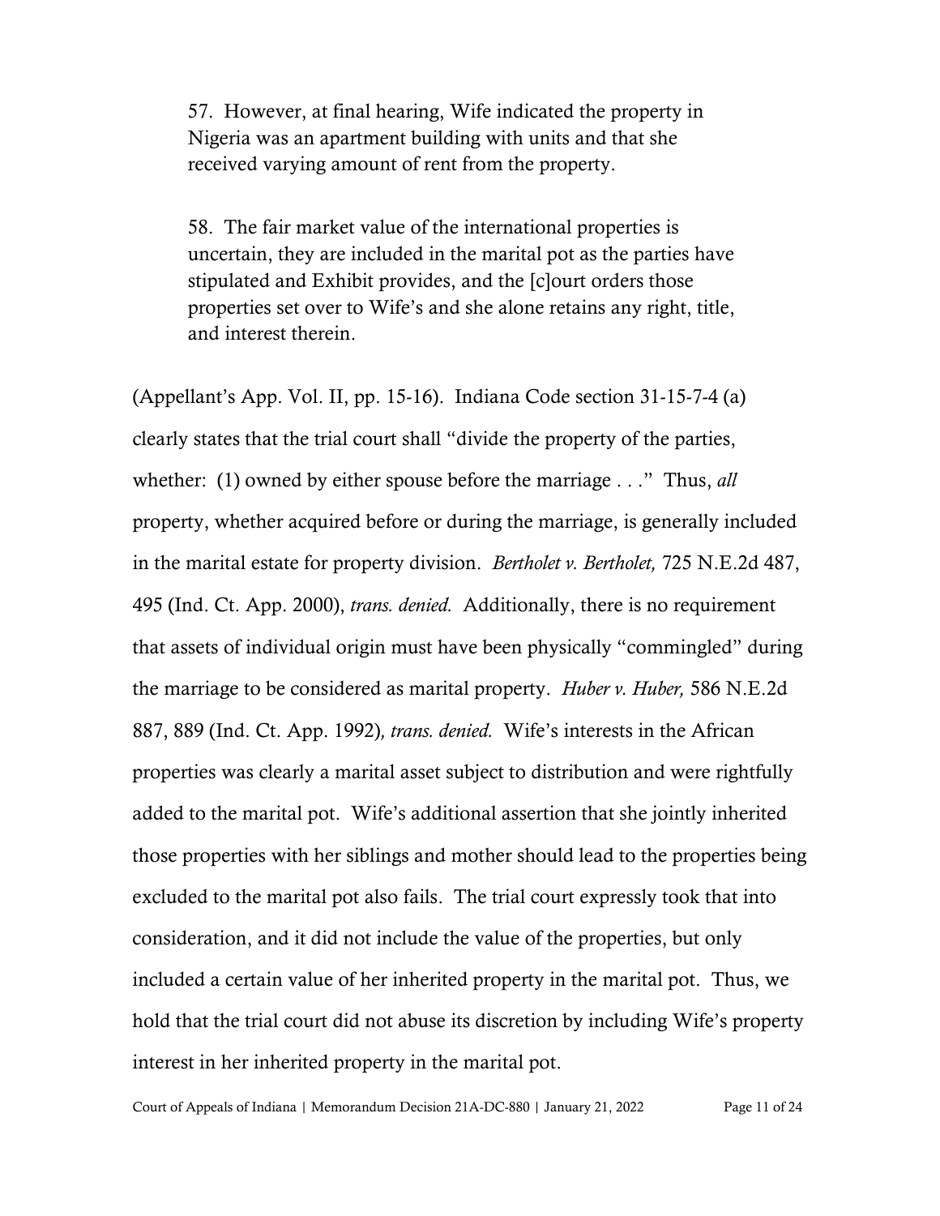> 57. However, at final hearing, Wife indicated the property in Nigeria was an apartment building with units and that she received varying amount of rent from the property.
>
> 58. The fair market value of the international properties is uncertain, they are included in the marital pot as the parties have stipulated and Exhibit provides, and the [c]ourt orders those properties set over to Wife's and she alone retains any right, title, and interest therein.

(Appellant's App. Vol. II, pp. 15-16). Indiana Code section 31-15-7-4 (a) clearly states that the trial court shall "divide the property of the parties, whether: (1) owned by either spouse before the marriage . . ." Thus, *all* property, whether acquired before or during the marriage, is generally included in the marital estate for property division. *Bertholet v. Bertholet,* 725 N.E.2d 487, 495 (Ind. Ct. App. 2000), *trans. denied.* Additionally, there is no requirement that assets of individual origin must have been physically "commingled" during the marriage to be considered as marital property. *Huber v. Huber,* 586 N.E.2d 887, 889 (Ind. Ct. App. 1992)*, trans. denied.* Wife's interests in the African properties was clearly a marital asset subject to distribution and were rightfully added to the marital pot. Wife's additional assertion that she jointly inherited those properties with her siblings and mother should lead to the properties being excluded to the marital pot also fails. The trial court expressly took that into consideration, and it did not include the value of the properties, but only included a certain value of her inherited property in the marital pot. Thus, we hold that the trial court did not abuse its discretion by including Wife's property interest in her inherited property in the marital pot.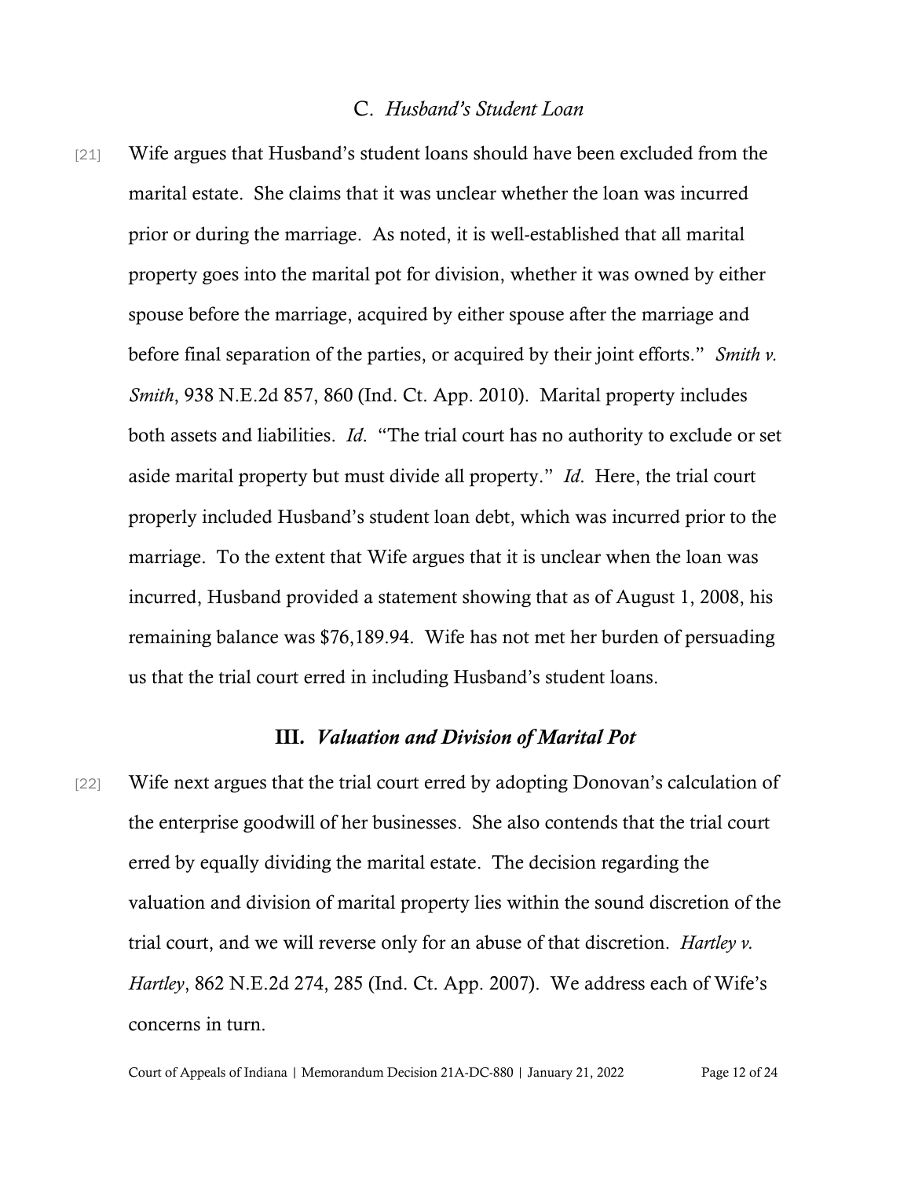### C. *Husband's Student Loan*

[21] Wife argues that Husband's student loans should have been excluded from the marital estate. She claims that it was unclear whether the loan was incurred prior or during the marriage. As noted, it is well-established that all marital property goes into the marital pot for division, whether it was owned by either spouse before the marriage, acquired by either spouse after the marriage and before final separation of the parties, or acquired by their joint efforts." *Smith v. Smith*, 938 N.E.2d 857, 860 (Ind. Ct. App. 2010). Marital property includes both assets and liabilities. *Id*. "The trial court has no authority to exclude or set aside marital property but must divide all property." *Id*. Here, the trial court properly included Husband's student loan debt, which was incurred prior to the marriage. To the extent that Wife argues that it is unclear when the loan was incurred, Husband provided a statement showing that as of August 1, 2008, his remaining balance was $76,189.94. Wife has not met her burden of persuading us that the trial court erred in including Husband's student loans.

## III. *Valuation and Division of Marital Pot*

[22] Wife next argues that the trial court erred by adopting Donovan's calculation of the enterprise goodwill of her businesses. She also contends that the trial court erred by equally dividing the marital estate. The decision regarding the valuation and division of marital property lies within the sound discretion of the trial court, and we will reverse only for an abuse of that discretion. *Hartley v. Hartley*, 862 N.E.2d 274, 285 (Ind. Ct. App. 2007). We address each of Wife's concerns in turn.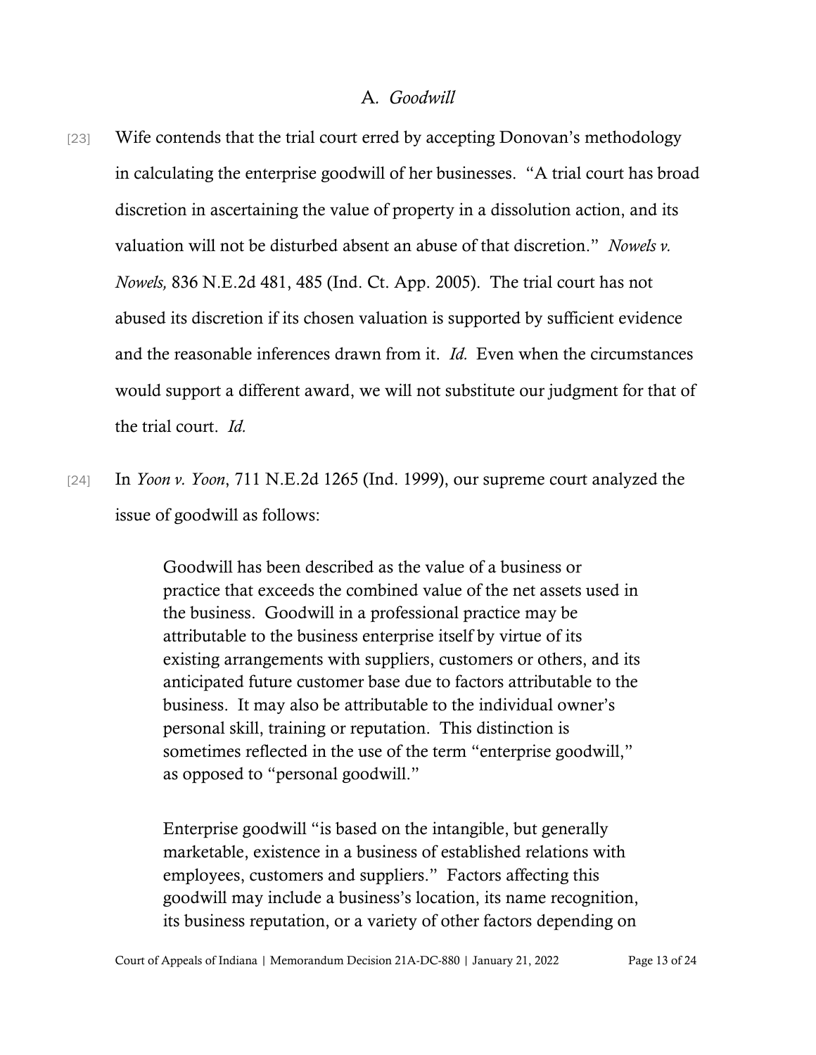### A. *Goodwill*

[23] Wife contends that the trial court erred by accepting Donovan's methodology in calculating the enterprise goodwill of her businesses. "A trial court has broad discretion in ascertaining the value of property in a dissolution action, and its valuation will not be disturbed absent an abuse of that discretion." *Nowels v. Nowels,* 836 N.E.2d 481, 485 (Ind. Ct. App. 2005). The trial court has not abused its discretion if its chosen valuation is supported by sufficient evidence and the reasonable inferences drawn from it. *Id.* Even when the circumstances would support a different award, we will not substitute our judgment for that of the trial court. *Id.*

[24] In *Yoon v. Yoon*, 711 N.E.2d 1265 (Ind. 1999), our supreme court analyzed the issue of goodwill as follows:

> Goodwill has been described as the value of a business or practice that exceeds the combined value of the net assets used in the business. Goodwill in a professional practice may be attributable to the business enterprise itself by virtue of its existing arrangements with suppliers, customers or others, and its anticipated future customer base due to factors attributable to the business. It may also be attributable to the individual owner's personal skill, training or reputation. This distinction is sometimes reflected in the use of the term "enterprise goodwill," as opposed to "personal goodwill."
>
> Enterprise goodwill "is based on the intangible, but generally marketable, existence in a business of established relations with employees, customers and suppliers." Factors affecting this goodwill may include a business's location, its name recognition, its business reputation, or a variety of other factors depending on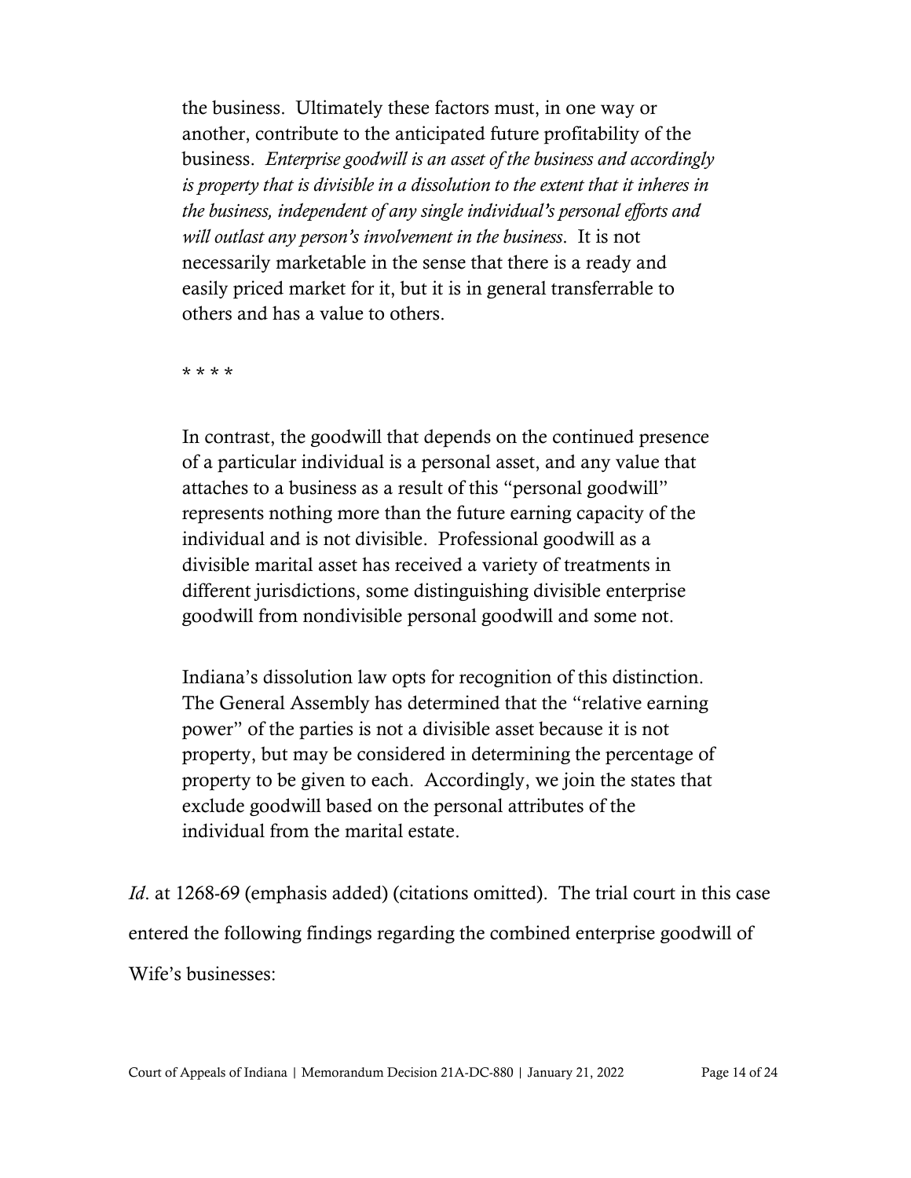> the business. Ultimately these factors must, in one way or another, contribute to the anticipated future profitability of the business. *Enterprise goodwill is an asset of the business and accordingly is property that is divisible in a dissolution to the extent that it inheres in the business, independent of any single individual's personal efforts and will outlast any person's involvement in the business.* It is not necessarily marketable in the sense that there is a ready and easily priced market for it, but it is in general transferrable to others and has a value to others.
>
> \* \* \* \*
>
> In contrast, the goodwill that depends on the continued presence of a particular individual is a personal asset, and any value that attaches to a business as a result of this "personal goodwill" represents nothing more than the future earning capacity of the individual and is not divisible. Professional goodwill as a divisible marital asset has received a variety of treatments in different jurisdictions, some distinguishing divisible enterprise goodwill from nondivisible personal goodwill and some not.
>
> Indiana's dissolution law opts for recognition of this distinction. The General Assembly has determined that the "relative earning power" of the parties is not a divisible asset because it is not property, but may be considered in determining the percentage of property to be given to each. Accordingly, we join the states that exclude goodwill based on the personal attributes of the individual from the marital estate.

*Id*. at 1268-69 (emphasis added) (citations omitted). The trial court in this case entered the following findings regarding the combined enterprise goodwill of Wife's businesses: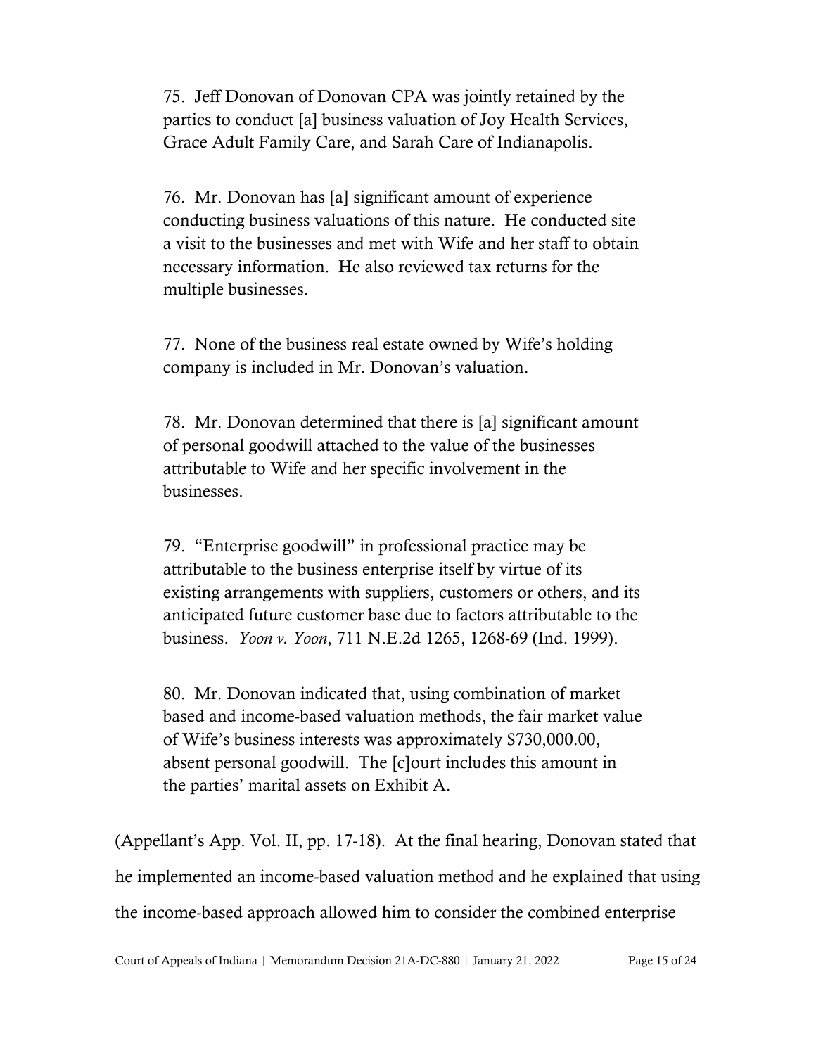> 75. Jeff Donovan of Donovan CPA was jointly retained by the parties to conduct [a] business valuation of Joy Health Services, Grace Adult Family Care, and Sarah Care of Indianapolis.
>
> 76. Mr. Donovan has [a] significant amount of experience conducting business valuations of this nature. He conducted site a visit to the businesses and met with Wife and her staff to obtain necessary information. He also reviewed tax returns for the multiple businesses.
>
> 77. None of the business real estate owned by Wife's holding company is included in Mr. Donovan's valuation.
>
> 78. Mr. Donovan determined that there is [a] significant amount of personal goodwill attached to the value of the businesses attributable to Wife and her specific involvement in the businesses.
>
> 79. "Enterprise goodwill" in professional practice may be attributable to the business enterprise itself by virtue of its existing arrangements with suppliers, customers or others, and its anticipated future customer base due to factors attributable to the business. *Yoon v. Yoon*, 711 N.E.2d 1265, 1268-69 (Ind. 1999).
>
> 80. Mr. Donovan indicated that, using combination of market based and income-based valuation methods, the fair market value of Wife's business interests was approximately $730,000.00, absent personal goodwill. The [c]ourt includes this amount in the parties' marital assets on Exhibit A.

(Appellant's App. Vol. II, pp. 17-18). At the final hearing, Donovan stated that he implemented an income-based valuation method and he explained that using the income-based approach allowed him to consider the combined enterprise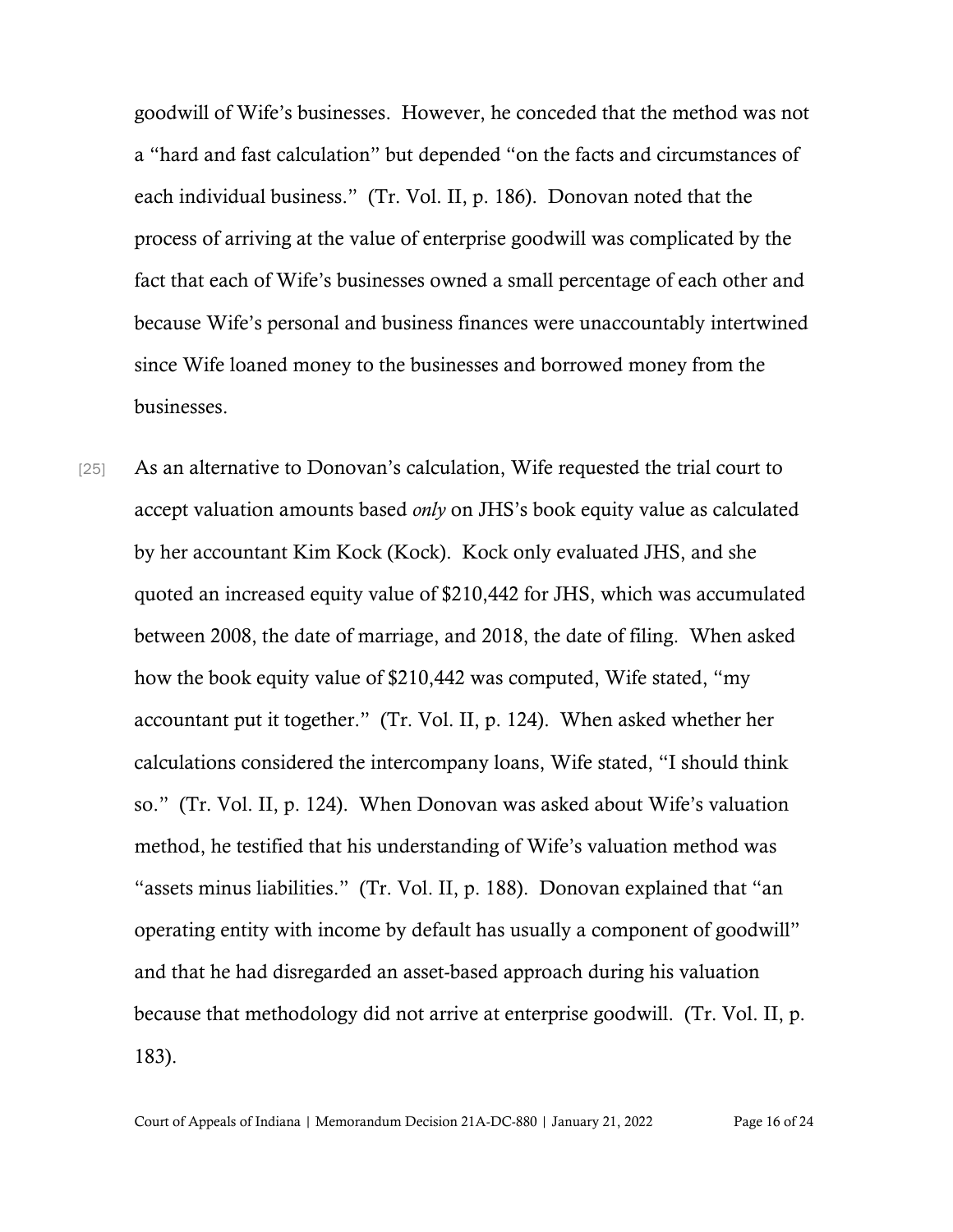goodwill of Wife's businesses. However, he conceded that the method was not a "hard and fast calculation" but depended "on the facts and circumstances of each individual business." (Tr. Vol. II, p. 186). Donovan noted that the process of arriving at the value of enterprise goodwill was complicated by the fact that each of Wife's businesses owned a small percentage of each other and because Wife's personal and business finances were unaccountably intertwined since Wife loaned money to the businesses and borrowed money from the businesses.

[25] As an alternative to Donovan's calculation, Wife requested the trial court to accept valuation amounts based *only* on JHS's book equity value as calculated by her accountant Kim Kock (Kock). Kock only evaluated JHS, and she quoted an increased equity value of $210,442 for JHS, which was accumulated between 2008, the date of marriage, and 2018, the date of filing. When asked how the book equity value of $210,442 was computed, Wife stated, "my accountant put it together." (Tr. Vol. II, p. 124). When asked whether her calculations considered the intercompany loans, Wife stated, "I should think so." (Tr. Vol. II, p. 124). When Donovan was asked about Wife's valuation method, he testified that his understanding of Wife's valuation method was "assets minus liabilities." (Tr. Vol. II, p. 188). Donovan explained that "an operating entity with income by default has usually a component of goodwill" and that he had disregarded an asset-based approach during his valuation because that methodology did not arrive at enterprise goodwill. (Tr. Vol. II, p. 183).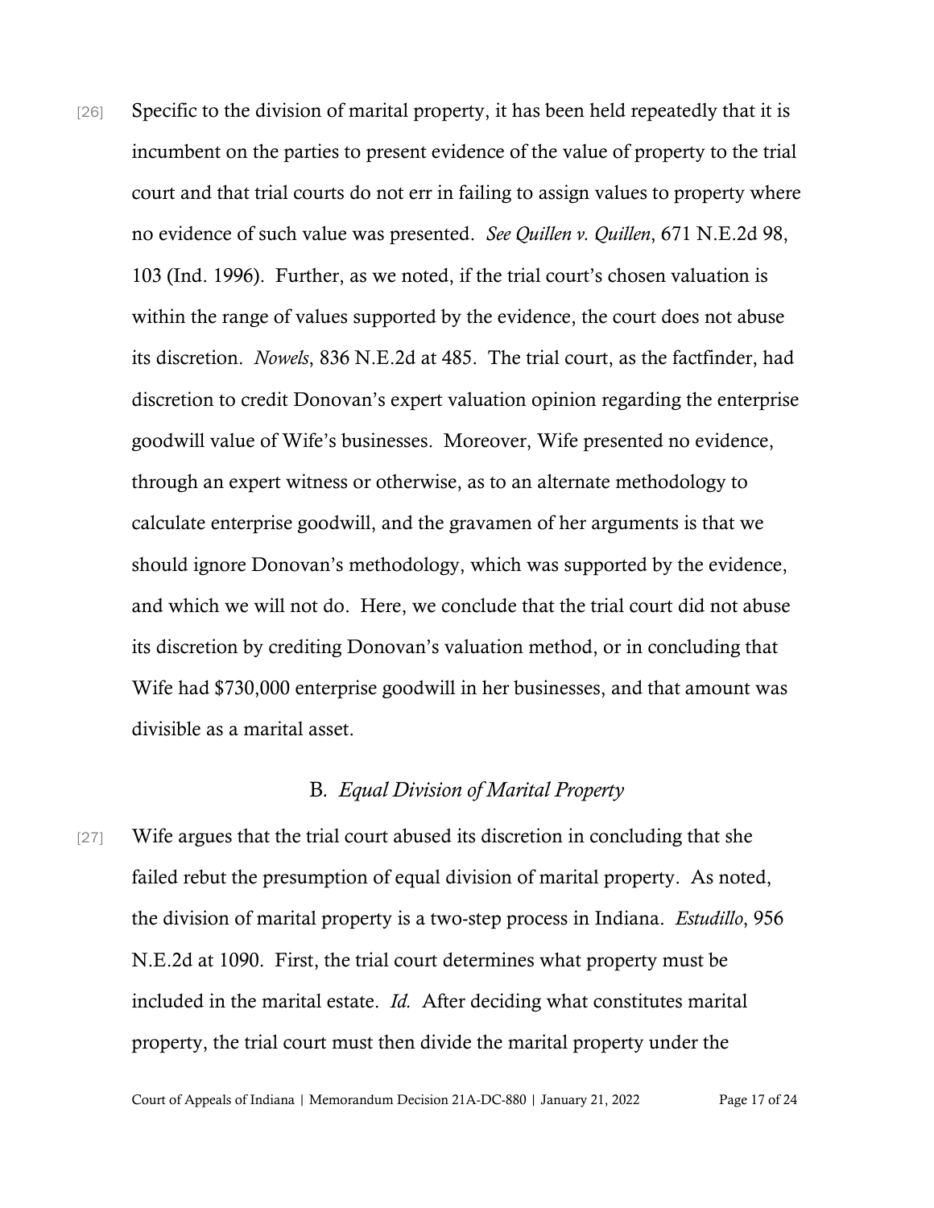[26] Specific to the division of marital property, it has been held repeatedly that it is incumbent on the parties to present evidence of the value of property to the trial court and that trial courts do not err in failing to assign values to property where no evidence of such value was presented. *See Quillen v. Quillen*, 671 N.E.2d 98, 103 (Ind. 1996). Further, as we noted, if the trial court's chosen valuation is within the range of values supported by the evidence, the court does not abuse its discretion. *Nowels*, 836 N.E.2d at 485. The trial court, as the factfinder, had discretion to credit Donovan's expert valuation opinion regarding the enterprise goodwill value of Wife's businesses. Moreover, Wife presented no evidence, through an expert witness or otherwise, as to an alternate methodology to calculate enterprise goodwill, and the gravamen of her arguments is that we should ignore Donovan's methodology, which was supported by the evidence, and which we will not do. Here, we conclude that the trial court did not abuse its discretion by crediting Donovan's valuation method, or in concluding that Wife had $730,000 enterprise goodwill in her businesses, and that amount was divisible as a marital asset.

### B. *Equal Division of Marital Property*

[27] Wife argues that the trial court abused its discretion in concluding that she failed rebut the presumption of equal division of marital property. As noted, the division of marital property is a two-step process in Indiana. *Estudillo*, 956 N.E.2d at 1090. First, the trial court determines what property must be included in the marital estate. *Id.* After deciding what constitutes marital property, the trial court must then divide the marital property under the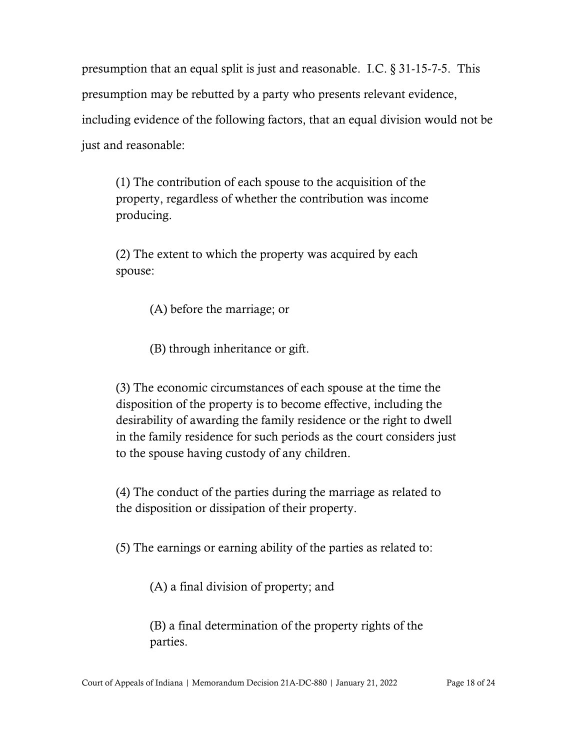presumption that an equal split is just and reasonable. I.C. § 31-15-7-5. This presumption may be rebutted by a party who presents relevant evidence, including evidence of the following factors, that an equal division would not be just and reasonable:

> (1) The contribution of each spouse to the acquisition of the property, regardless of whether the contribution was income producing.
>
> (2) The extent to which the property was acquired by each spouse:
>
> > (A) before the marriage; or
> >
> > (B) through inheritance or gift.
>
> (3) The economic circumstances of each spouse at the time the disposition of the property is to become effective, including the desirability of awarding the family residence or the right to dwell in the family residence for such periods as the court considers just to the spouse having custody of any children.
>
> (4) The conduct of the parties during the marriage as related to the disposition or dissipation of their property.
>
> (5) The earnings or earning ability of the parties as related to:
>
> > (A) a final division of property; and
> >
> > (B) a final determination of the property rights of the parties.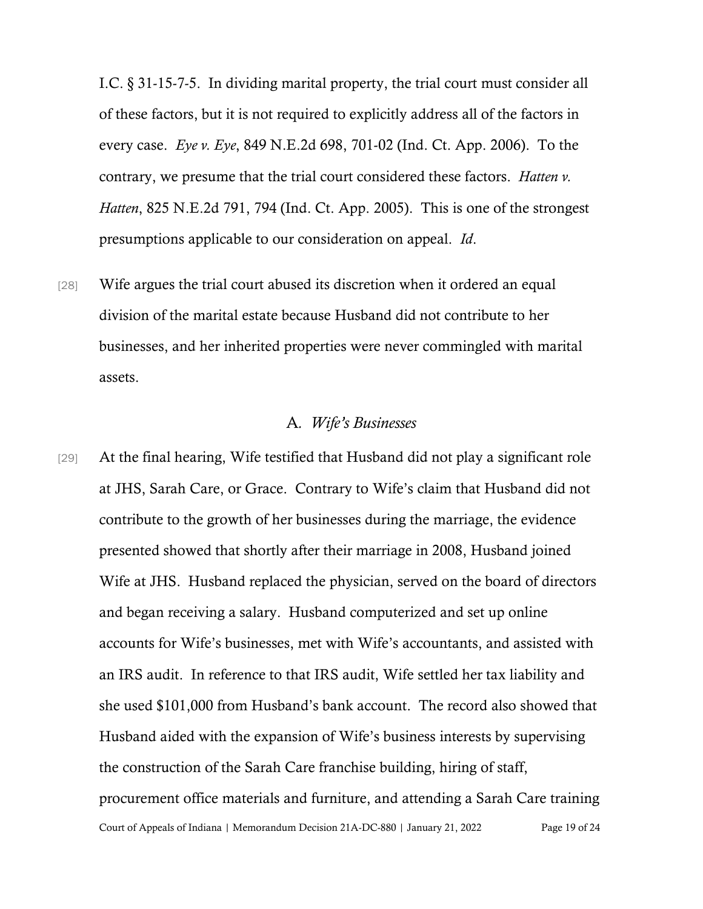I.C. § 31-15-7-5. In dividing marital property, the trial court must consider all of these factors, but it is not required to explicitly address all of the factors in every case. *Eye v. Eye*, 849 N.E.2d 698, 701-02 (Ind. Ct. App. 2006). To the contrary, we presume that the trial court considered these factors. *Hatten v. Hatten*, 825 N.E.2d 791, 794 (Ind. Ct. App. 2005). This is one of the strongest presumptions applicable to our consideration on appeal. *Id*.

[28] Wife argues the trial court abused its discretion when it ordered an equal division of the marital estate because Husband did not contribute to her businesses, and her inherited properties were never commingled with marital assets.

## A. *Wife's Businesses*

[29] At the final hearing, Wife testified that Husband did not play a significant role at JHS, Sarah Care, or Grace. Contrary to Wife's claim that Husband did not contribute to the growth of her businesses during the marriage, the evidence presented showed that shortly after their marriage in 2008, Husband joined Wife at JHS. Husband replaced the physician, served on the board of directors and began receiving a salary. Husband computerized and set up online accounts for Wife's businesses, met with Wife's accountants, and assisted with an IRS audit. In reference to that IRS audit, Wife settled her tax liability and she used $101,000 from Husband's bank account. The record also showed that Husband aided with the expansion of Wife's business interests by supervising the construction of the Sarah Care franchise building, hiring of staff, procurement office materials and furniture, and attending a Sarah Care training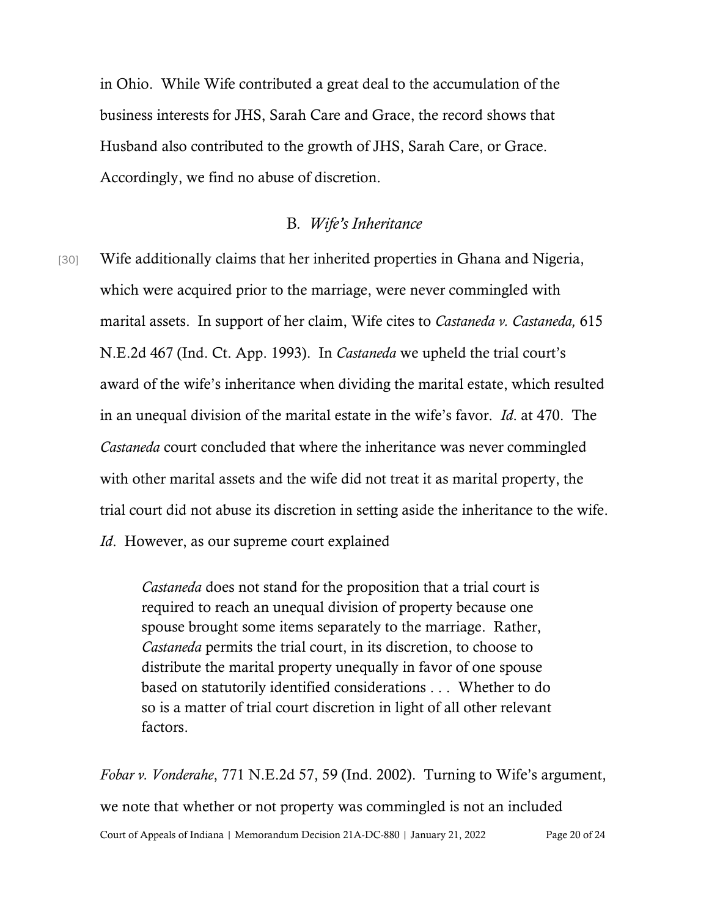in Ohio. While Wife contributed a great deal to the accumulation of the business interests for JHS, Sarah Care and Grace, the record shows that Husband also contributed to the growth of JHS, Sarah Care, or Grace. Accordingly, we find no abuse of discretion.

### B. *Wife's Inheritance*

[30] Wife additionally claims that her inherited properties in Ghana and Nigeria, which were acquired prior to the marriage, were never commingled with marital assets. In support of her claim, Wife cites to *Castaneda v. Castaneda,* 615 N.E.2d 467 (Ind. Ct. App. 1993). In *Castaneda* we upheld the trial court's award of the wife's inheritance when dividing the marital estate, which resulted in an unequal division of the marital estate in the wife's favor. *Id*. at 470. The *Castaneda* court concluded that where the inheritance was never commingled with other marital assets and the wife did not treat it as marital property, the trial court did not abuse its discretion in setting aside the inheritance to the wife. *Id*. However, as our supreme court explained

> *Castaneda* does not stand for the proposition that a trial court is required to reach an unequal division of property because one spouse brought some items separately to the marriage. Rather, *Castaneda* permits the trial court, in its discretion, to choose to distribute the marital property unequally in favor of one spouse based on statutorily identified considerations . . . Whether to do so is a matter of trial court discretion in light of all other relevant factors.

*Fobar v. Vonderahe*, 771 N.E.2d 57, 59 (Ind. 2002). Turning to Wife's argument, we note that whether or not property was commingled is not an included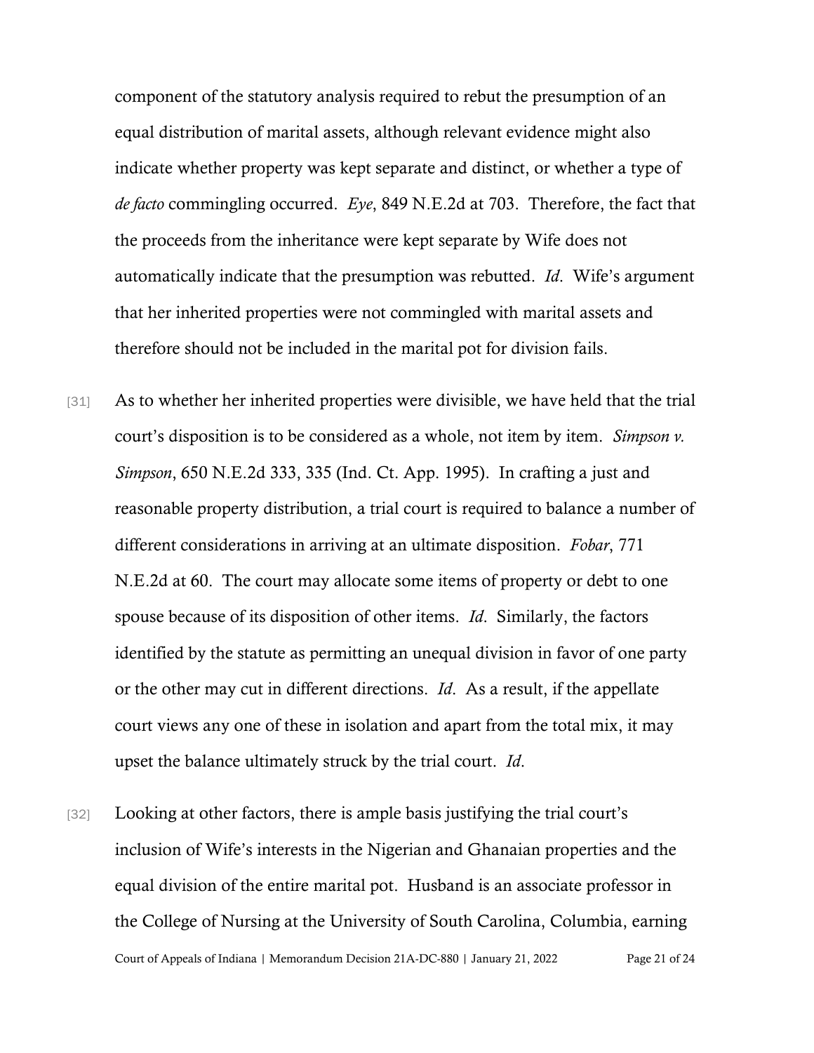component of the statutory analysis required to rebut the presumption of an equal distribution of marital assets, although relevant evidence might also indicate whether property was kept separate and distinct, or whether a type of *de facto* commingling occurred. *Eye*, 849 N.E.2d at 703. Therefore, the fact that the proceeds from the inheritance were kept separate by Wife does not automatically indicate that the presumption was rebutted. *Id*. Wife's argument that her inherited properties were not commingled with marital assets and therefore should not be included in the marital pot for division fails.

[31] As to whether her inherited properties were divisible, we have held that the trial court's disposition is to be considered as a whole, not item by item. *Simpson v. Simpson*, 650 N.E.2d 333, 335 (Ind. Ct. App. 1995). In crafting a just and reasonable property distribution, a trial court is required to balance a number of different considerations in arriving at an ultimate disposition. *Fobar*, 771 N.E.2d at 60. The court may allocate some items of property or debt to one spouse because of its disposition of other items. *Id*. Similarly, the factors identified by the statute as permitting an unequal division in favor of one party or the other may cut in different directions. *Id*. As a result, if the appellate court views any one of these in isolation and apart from the total mix, it may upset the balance ultimately struck by the trial court. *Id*.

[32] Looking at other factors, there is ample basis justifying the trial court's inclusion of Wife's interests in the Nigerian and Ghanaian properties and the equal division of the entire marital pot. Husband is an associate professor in the College of Nursing at the University of South Carolina, Columbia, earning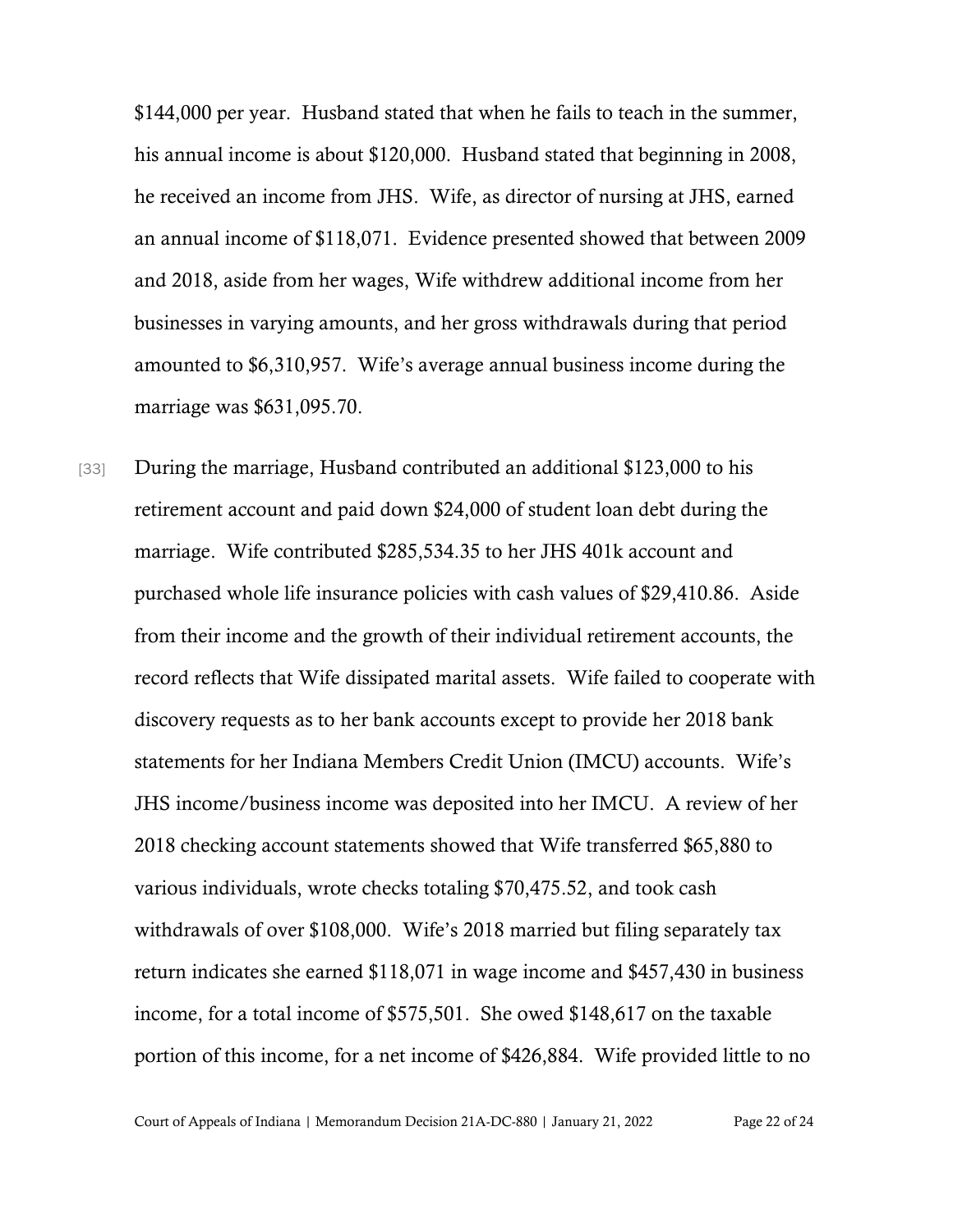$144,000 per year. Husband stated that when he fails to teach in the summer, his annual income is about $120,000. Husband stated that beginning in 2008, he received an income from JHS. Wife, as director of nursing at JHS, earned an annual income of $118,071. Evidence presented showed that between 2009 and 2018, aside from her wages, Wife withdrew additional income from her businesses in varying amounts, and her gross withdrawals during that period amounted to $6,310,957. Wife's average annual business income during the marriage was $631,095.70.

[33] During the marriage, Husband contributed an additional $123,000 to his retirement account and paid down $24,000 of student loan debt during the marriage. Wife contributed $285,534.35 to her JHS 401k account and purchased whole life insurance policies with cash values of $29,410.86. Aside from their income and the growth of their individual retirement accounts, the record reflects that Wife dissipated marital assets. Wife failed to cooperate with discovery requests as to her bank accounts except to provide her 2018 bank statements for her Indiana Members Credit Union (IMCU) accounts. Wife's JHS income/business income was deposited into her IMCU. A review of her 2018 checking account statements showed that Wife transferred $65,880 to various individuals, wrote checks totaling $70,475.52, and took cash withdrawals of over $108,000. Wife's 2018 married but filing separately tax return indicates she earned $118,071 in wage income and $457,430 in business income, for a total income of $575,501. She owed $148,617 on the taxable portion of this income, for a net income of $426,884. Wife provided little to no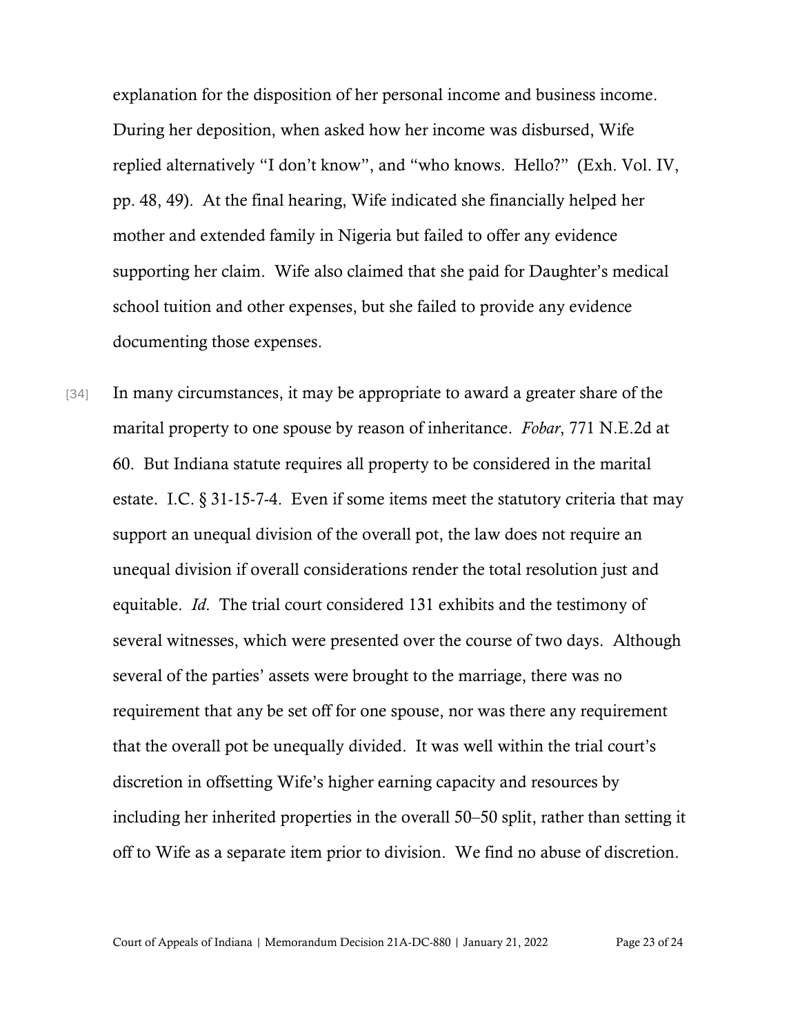explanation for the disposition of her personal income and business income. During her deposition, when asked how her income was disbursed, Wife replied alternatively "I don't know", and "who knows. Hello?" (Exh. Vol. IV, pp. 48, 49). At the final hearing, Wife indicated she financially helped her mother and extended family in Nigeria but failed to offer any evidence supporting her claim. Wife also claimed that she paid for Daughter's medical school tuition and other expenses, but she failed to provide any evidence documenting those expenses.

[34] In many circumstances, it may be appropriate to award a greater share of the marital property to one spouse by reason of inheritance. *Fobar*, 771 N.E.2d at 60. But Indiana statute requires all property to be considered in the marital estate. I.C. § 31-15-7-4. Even if some items meet the statutory criteria that may support an unequal division of the overall pot, the law does not require an unequal division if overall considerations render the total resolution just and equitable. *Id*. The trial court considered 131 exhibits and the testimony of several witnesses, which were presented over the course of two days. Although several of the parties' assets were brought to the marriage, there was no requirement that any be set off for one spouse, nor was there any requirement that the overall pot be unequally divided. It was well within the trial court's discretion in offsetting Wife's higher earning capacity and resources by including her inherited properties in the overall 50–50 split, rather than setting it off to Wife as a separate item prior to division. We find no abuse of discretion.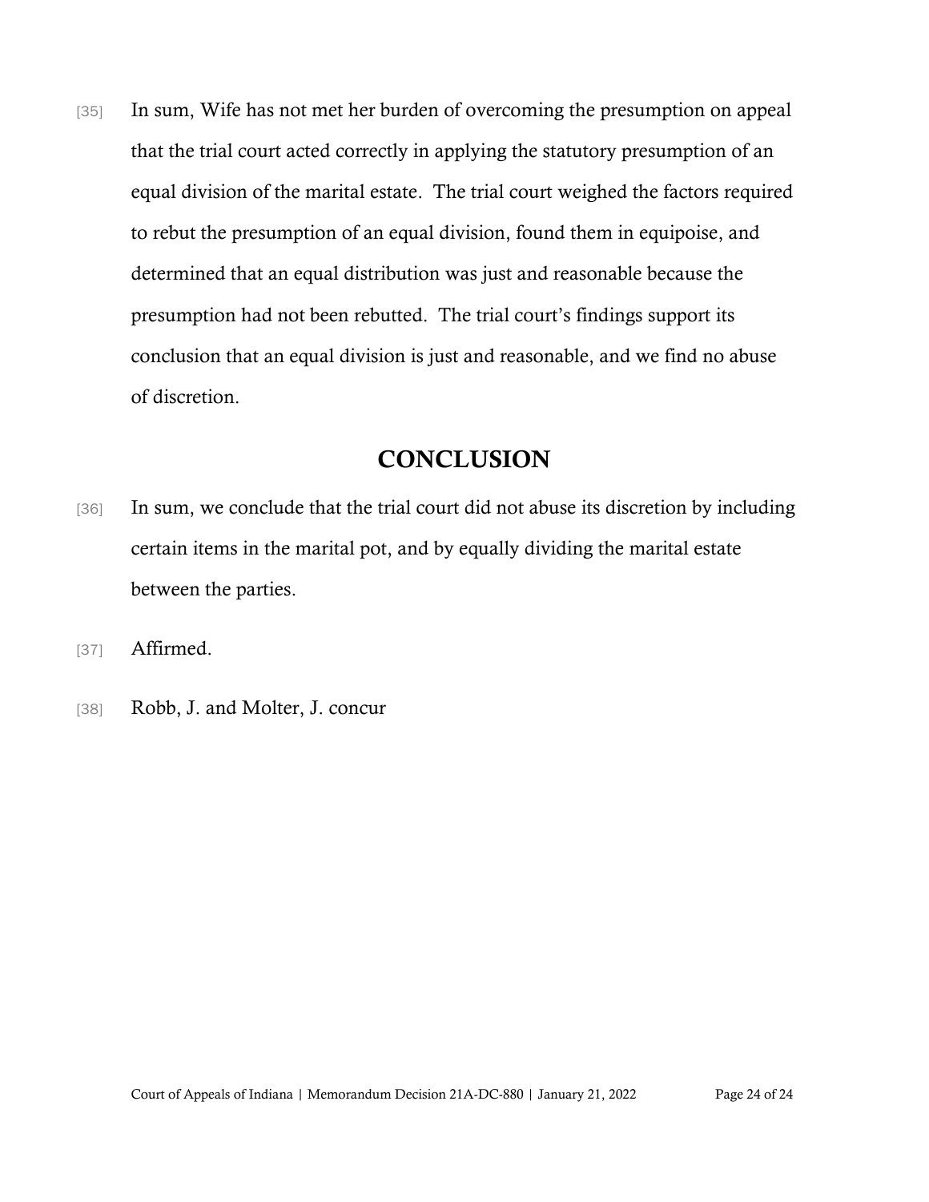[35] In sum, Wife has not met her burden of overcoming the presumption on appeal that the trial court acted correctly in applying the statutory presumption of an equal division of the marital estate. The trial court weighed the factors required to rebut the presumption of an equal division, found them in equipoise, and determined that an equal distribution was just and reasonable because the presumption had not been rebutted. The trial court's findings support its conclusion that an equal division is just and reasonable, and we find no abuse of discretion.

## CONCLUSION

[36] In sum, we conclude that the trial court did not abuse its discretion by including certain items in the marital pot, and by equally dividing the marital estate between the parties.

[37] Affirmed.

[38] Robb, J. and Molter, J. concur